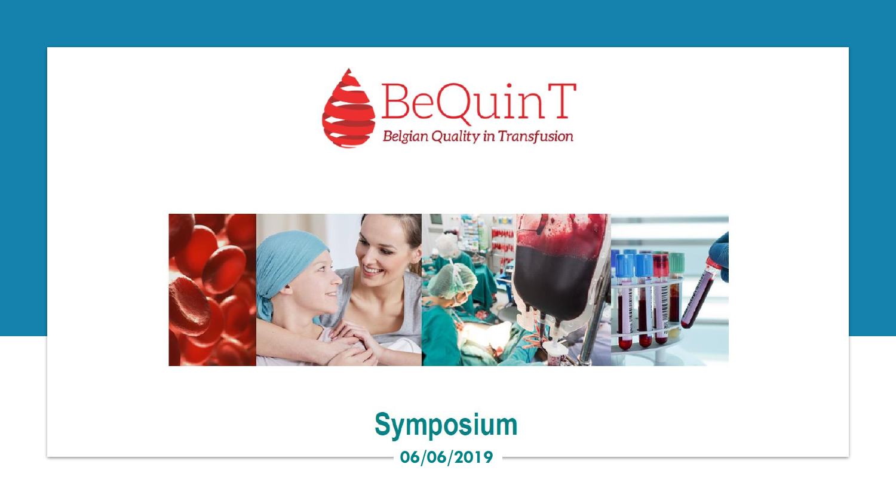BeQuinT

*Belgian Quality in Transfusion*

# Symposium

**06/06/2019**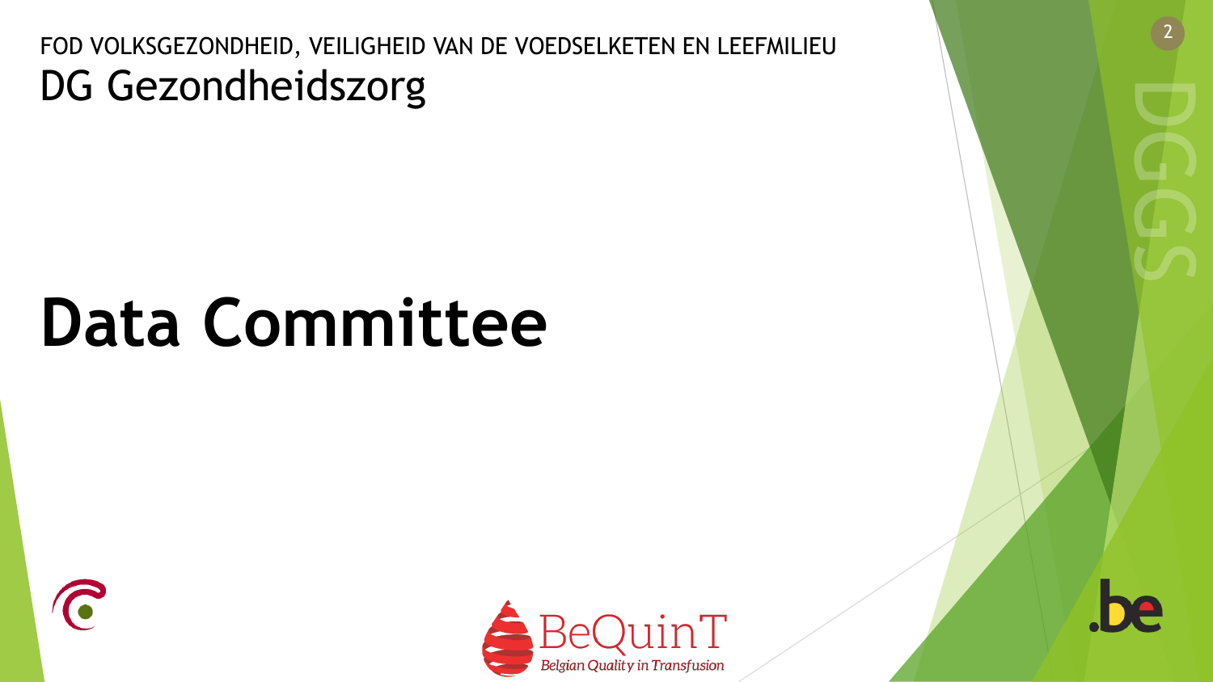FOD VOLKSGEZONDHEID, VEILIGHEID VAN DE VOEDSELKETEN EN LEEFMILIEU

DG Gezondheidszorg

# Data Committee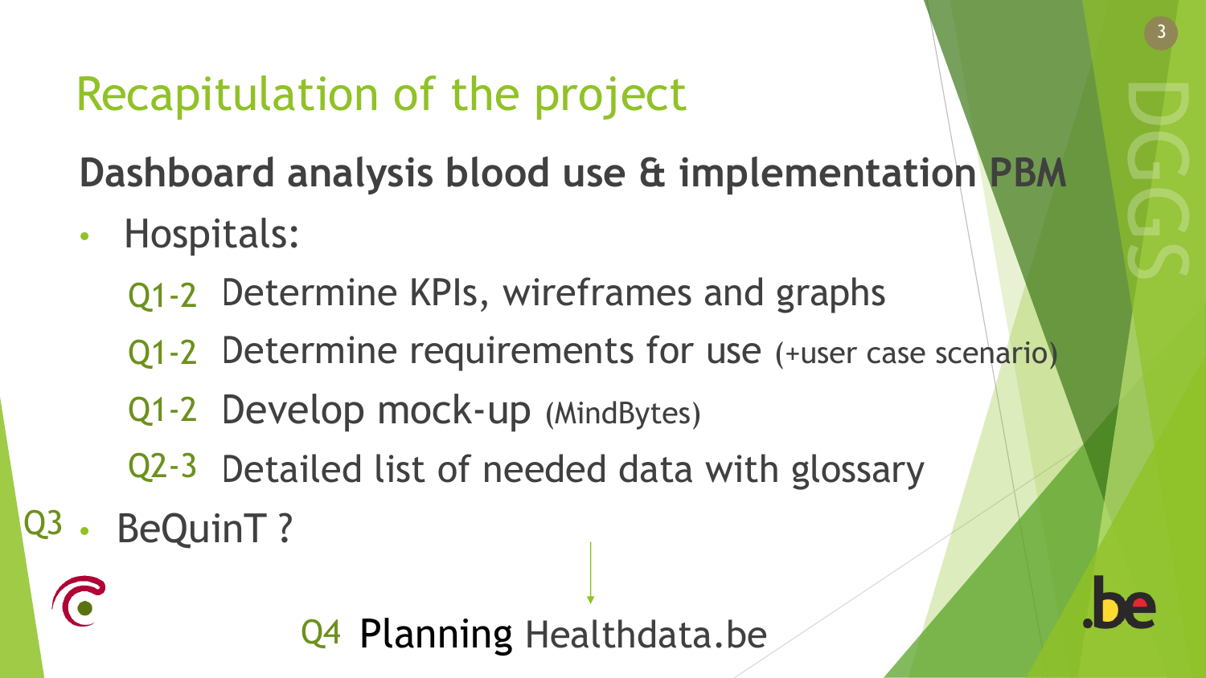# Recapitulation of the project

**Dashboard analysis blood use & implementation PBM**

- Hospitals:
  - Q1-2 Determine KPIs, wireframes and graphs
  - Q1-2 Determine requirements for use (+user case scenario)
  - Q1-2 Develop mock-up (MindBytes)
  - Q2-3 Detailed list of needed data with glossary
- Q3 BeQuinT ?

Q4 Planning Healthdata.be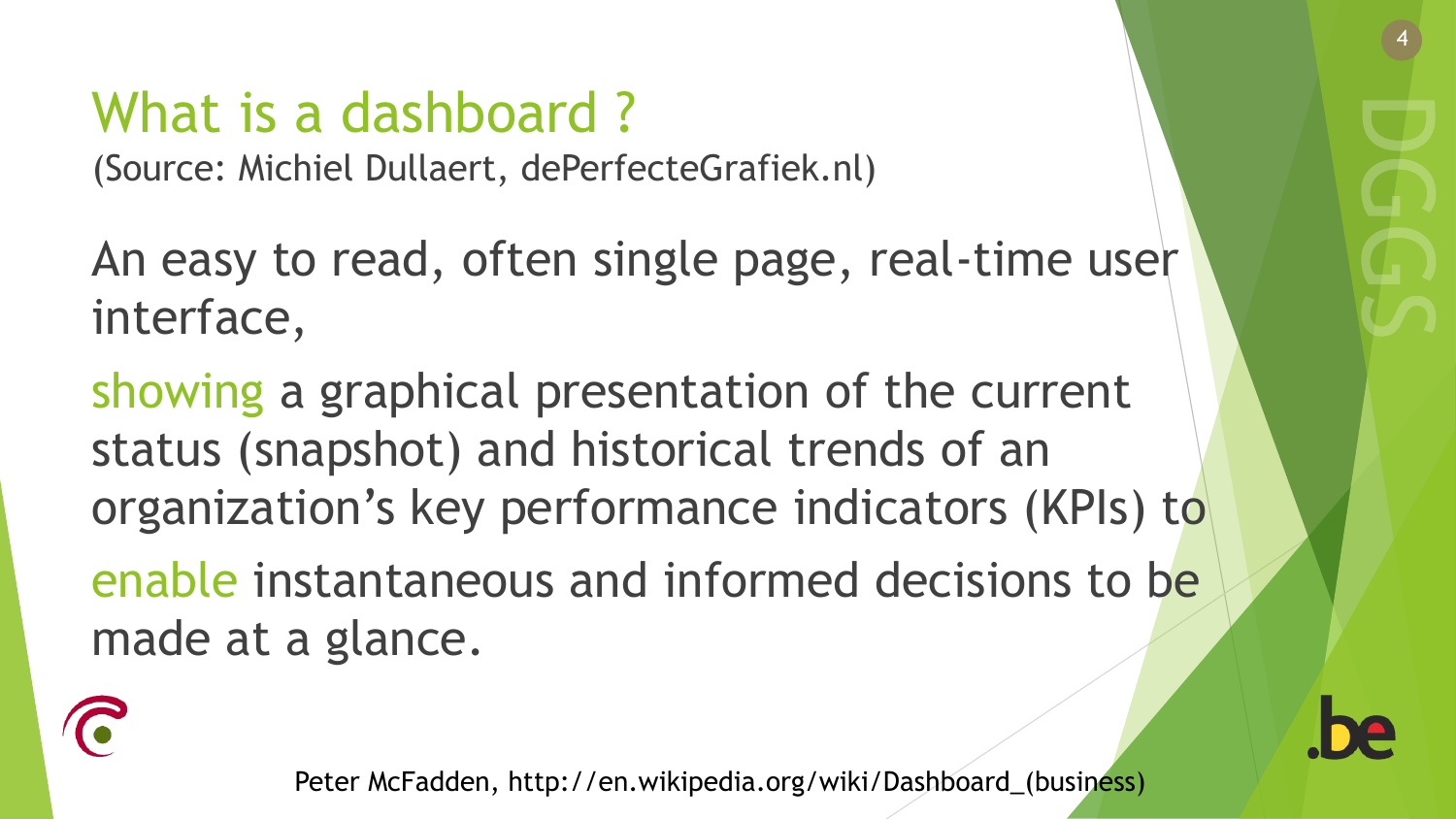# What is a dashboard ?

(Source: Michiel Dullaert, dePerfecteGrafiek.nl)

An easy to read, often single page, real-time user interface,

showing a graphical presentation of the current status (snapshot) and historical trends of an organization's key performance indicators (KPIs) to

enable instantaneous and informed decisions to be made at a glance.

Peter McFadden, http://en.wikipedia.org/wiki/Dashboard_(business)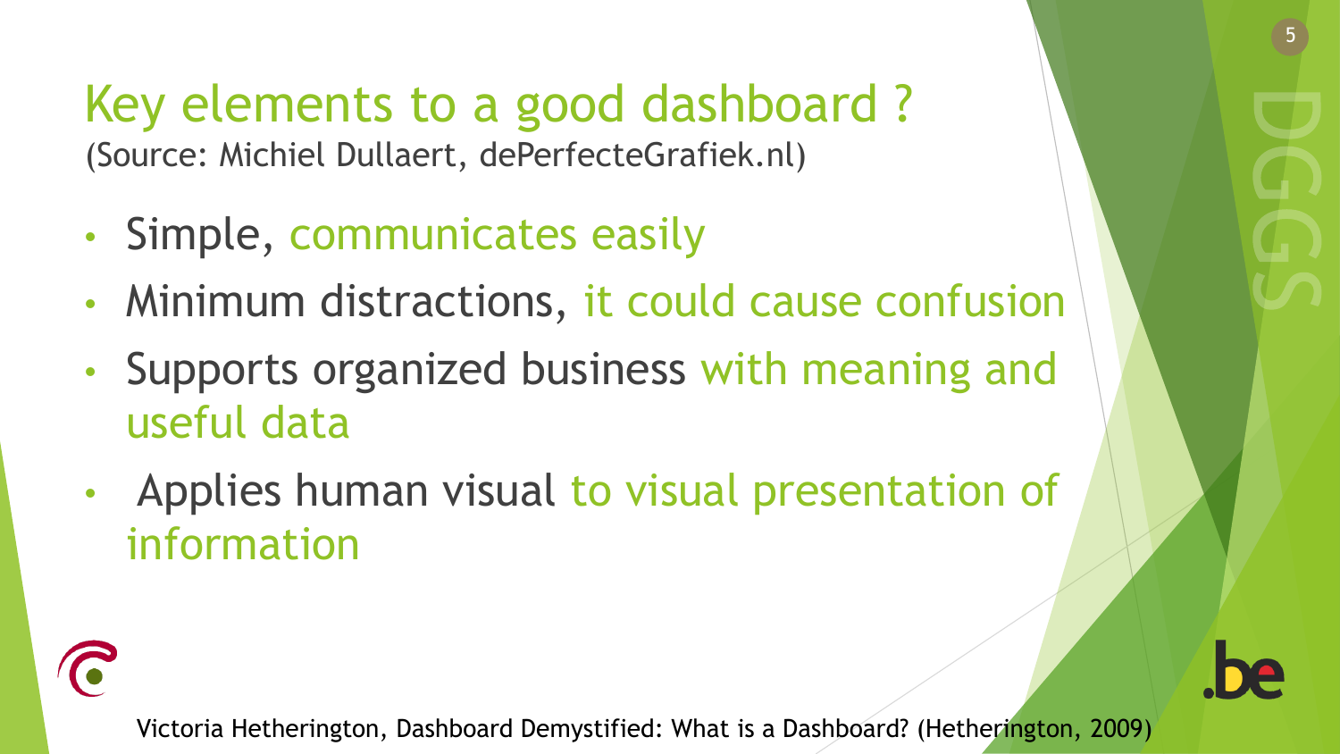# Key elements to a good dashboard ?

(Source: Michiel Dullaert, dePerfecteGrafiek.nl)

- Simple, communicates easily
- Minimum distractions, it could cause confusion
- Supports organized business with meaning and useful data
- Applies human visual to visual presentation of information

Victoria Hetherington, Dashboard Demystified: What is a Dashboard? (Hetherington, 2009)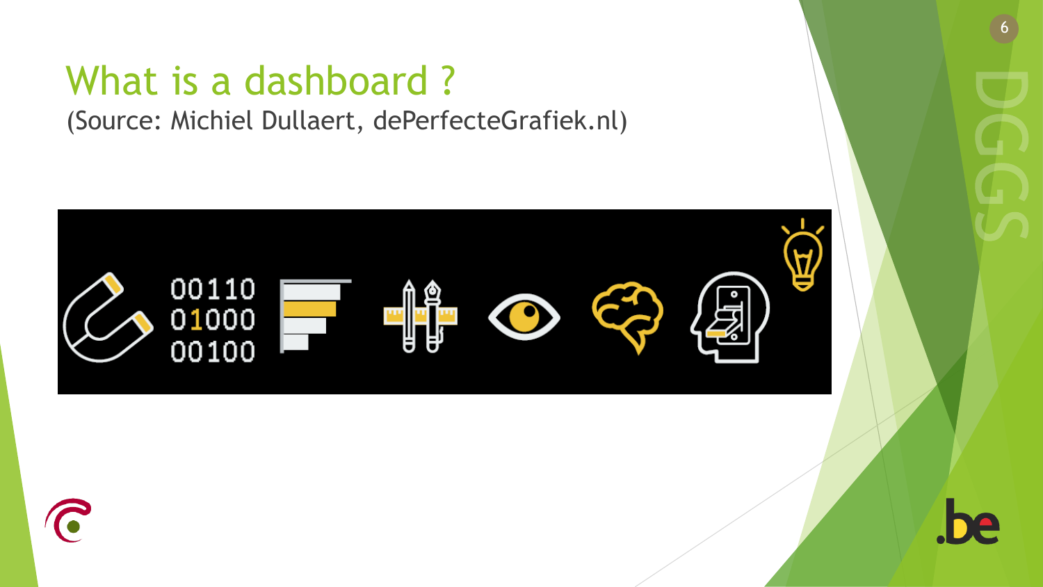# What is a dashboard ?

(Source: Michiel Dullaert, dePerfecteGrafiek.nl)

00110
01000
00100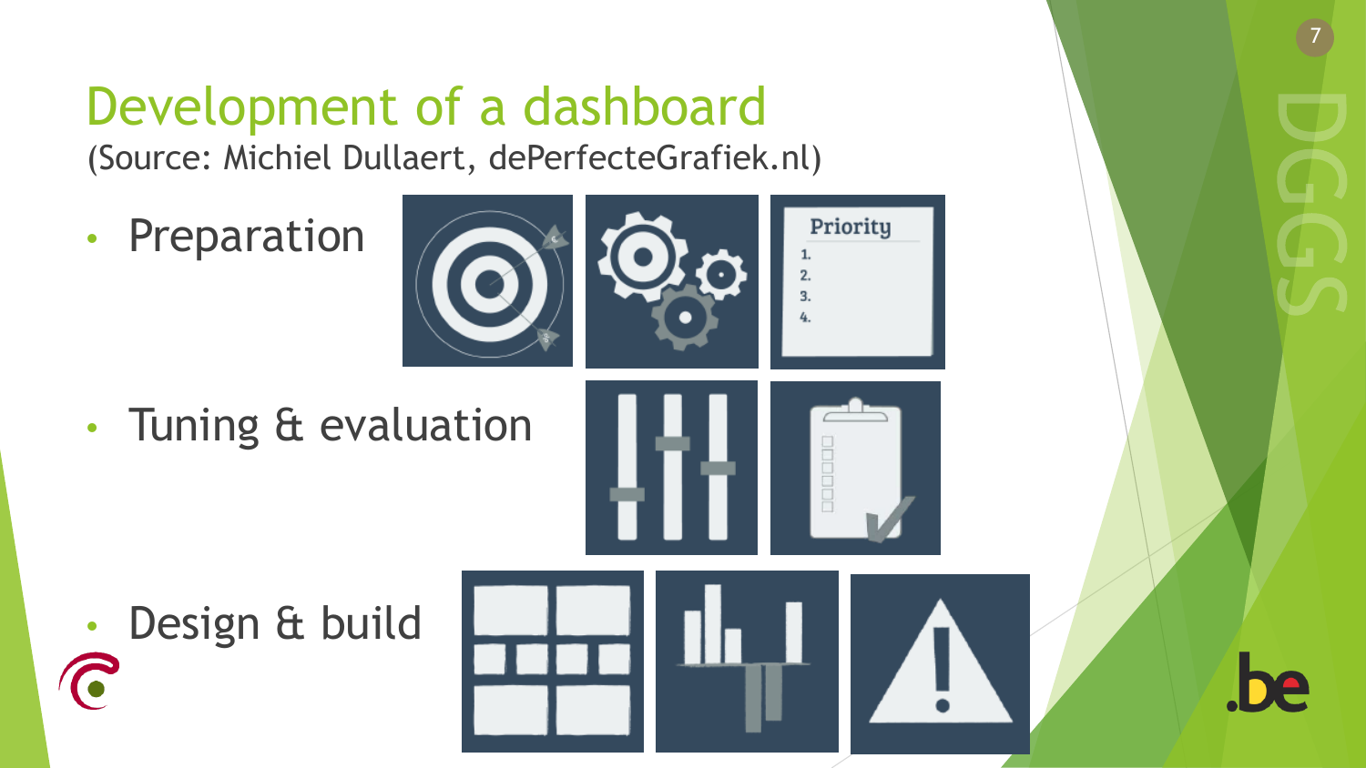# Development of a dashboard

(Source: Michiel Dullaert, dePerfecteGrafiek.nl)

- Preparation
- Tuning & evaluation
- Design & build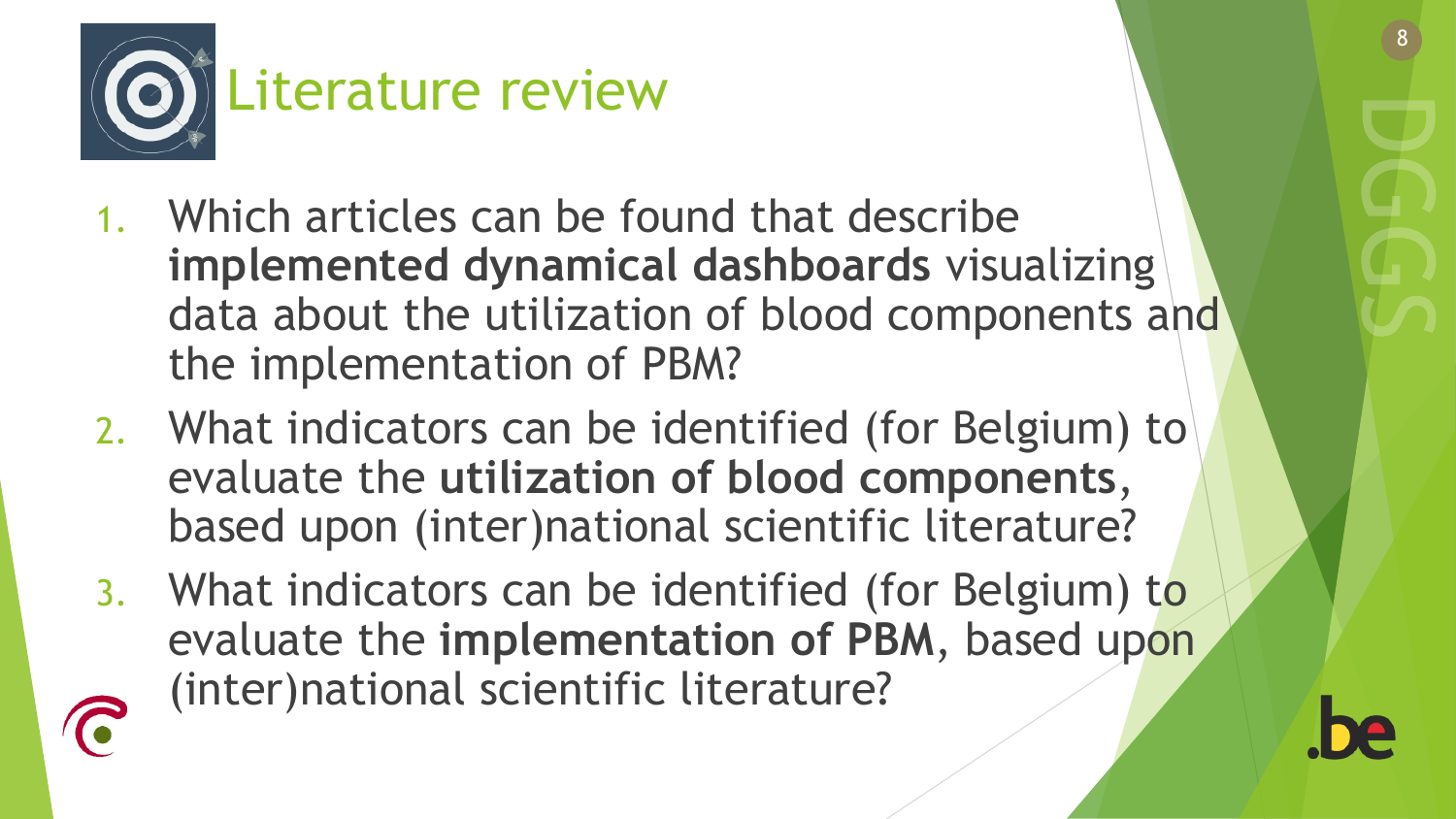# Literature review

1. Which articles can be found that describe **implemented dynamical dashboards** visualizing data about the utilization of blood components and the implementation of PBM?
2. What indicators can be identified (for Belgium) to evaluate the **utilization of blood components**, based upon (inter)national scientific literature?
3. What indicators can be identified (for Belgium) to evaluate the **implementation of PBM**, based upon (inter)national scientific literature?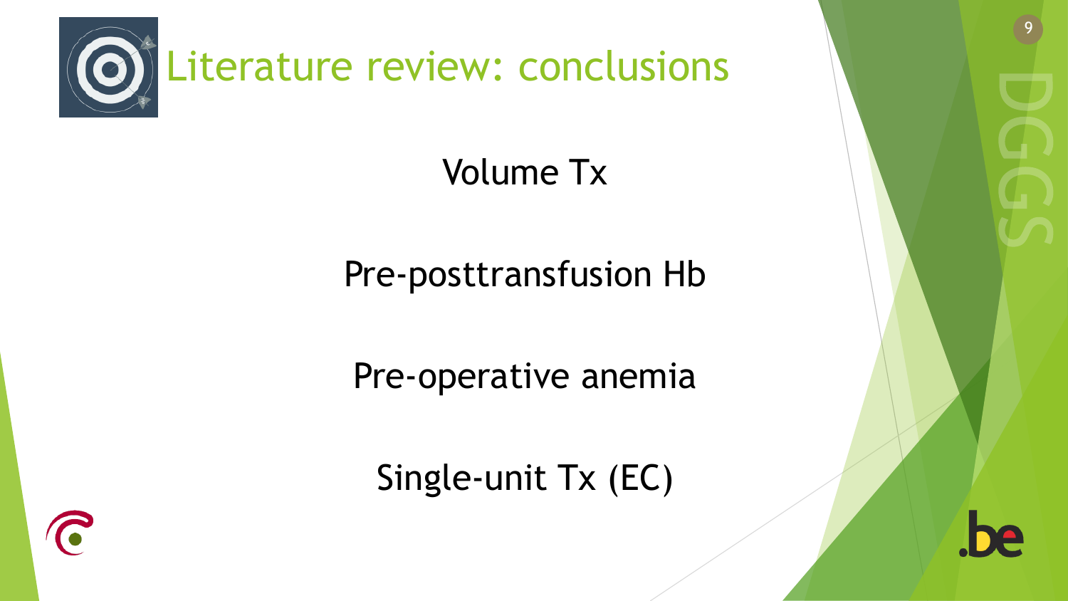# Literature review: conclusions

Volume Tx

Pre-posttransfusion Hb

Pre-operative anemia

Single-unit Tx (EC)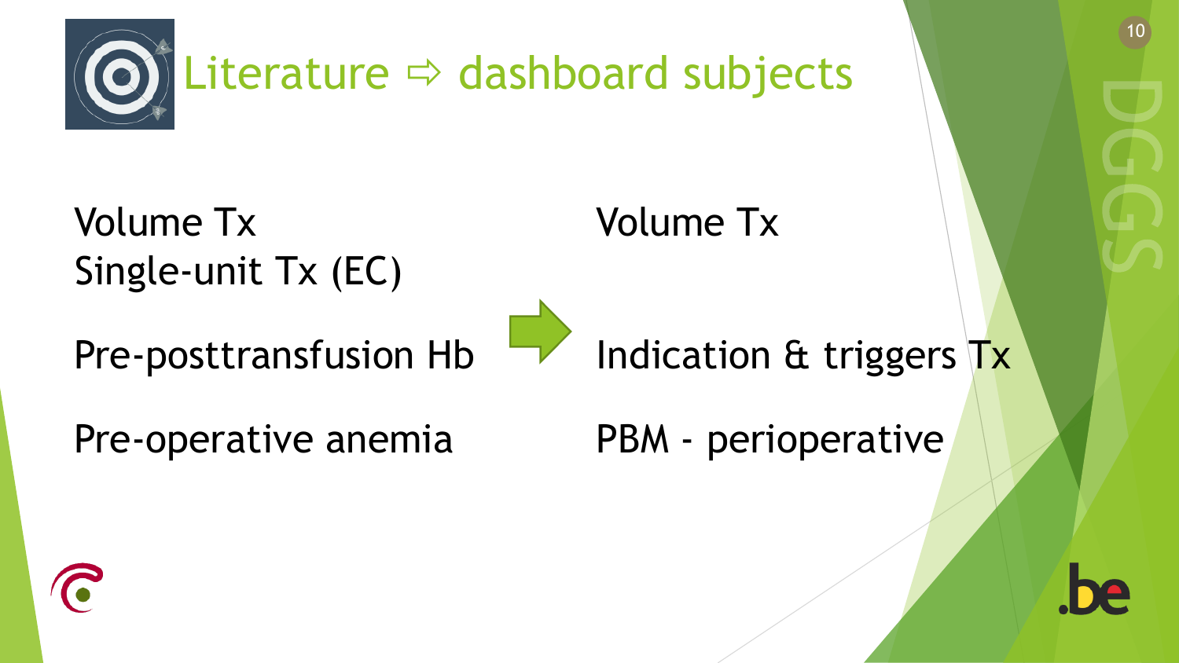# Literature ⇨ dashboard subjects

| Literature | | Dashboard subjects |
| --- | --- | --- |
| Volume Tx<br>Single-unit Tx (EC) | | Volume Tx |
| Pre-posttransfusion Hb | ⇨ | Indication & triggers Tx |
| Pre-operative anemia | | PBM - perioperative |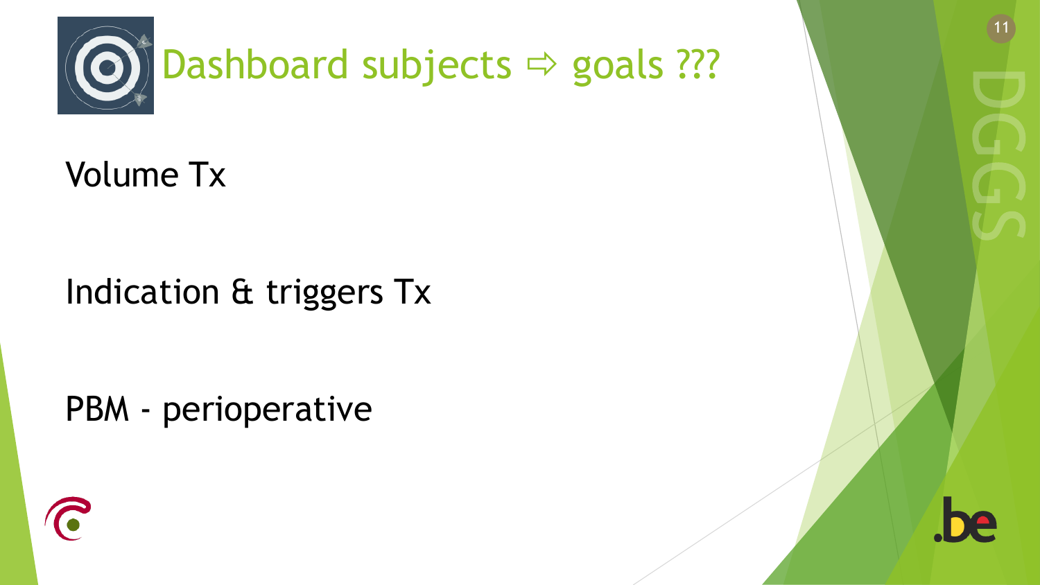# Dashboard subjects ⇨ goals ???

Volume Tx

Indication & triggers Tx

PBM - perioperative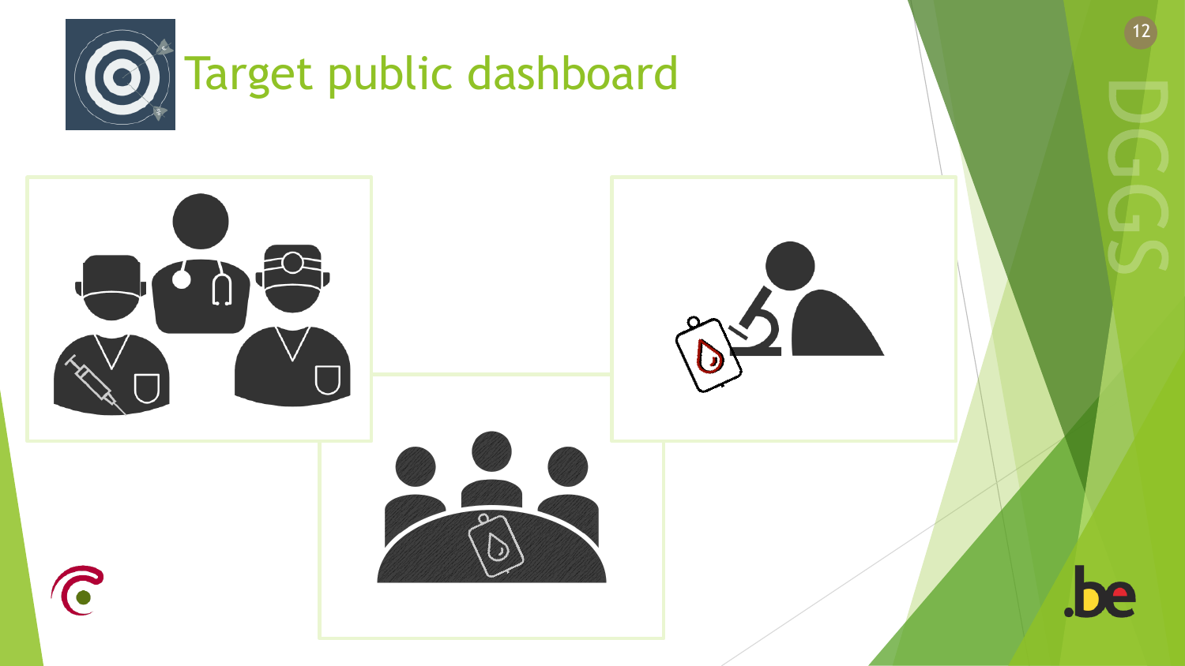# Target public dashboard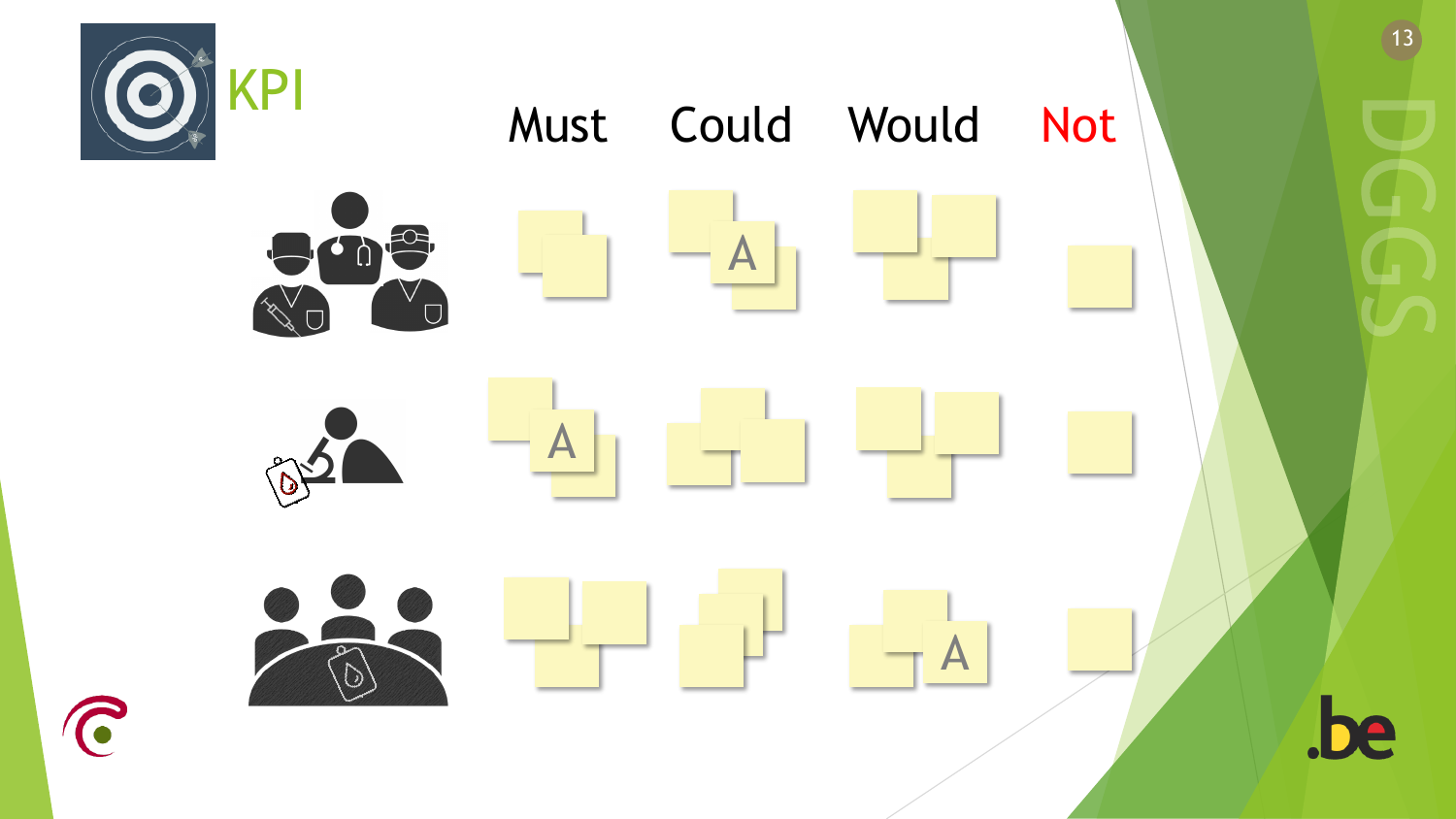# KPI

| | Must | Could | Would | Not |
|---|---|---|---|---|
| | | A | | |
| | A | | | |
| | | | A | |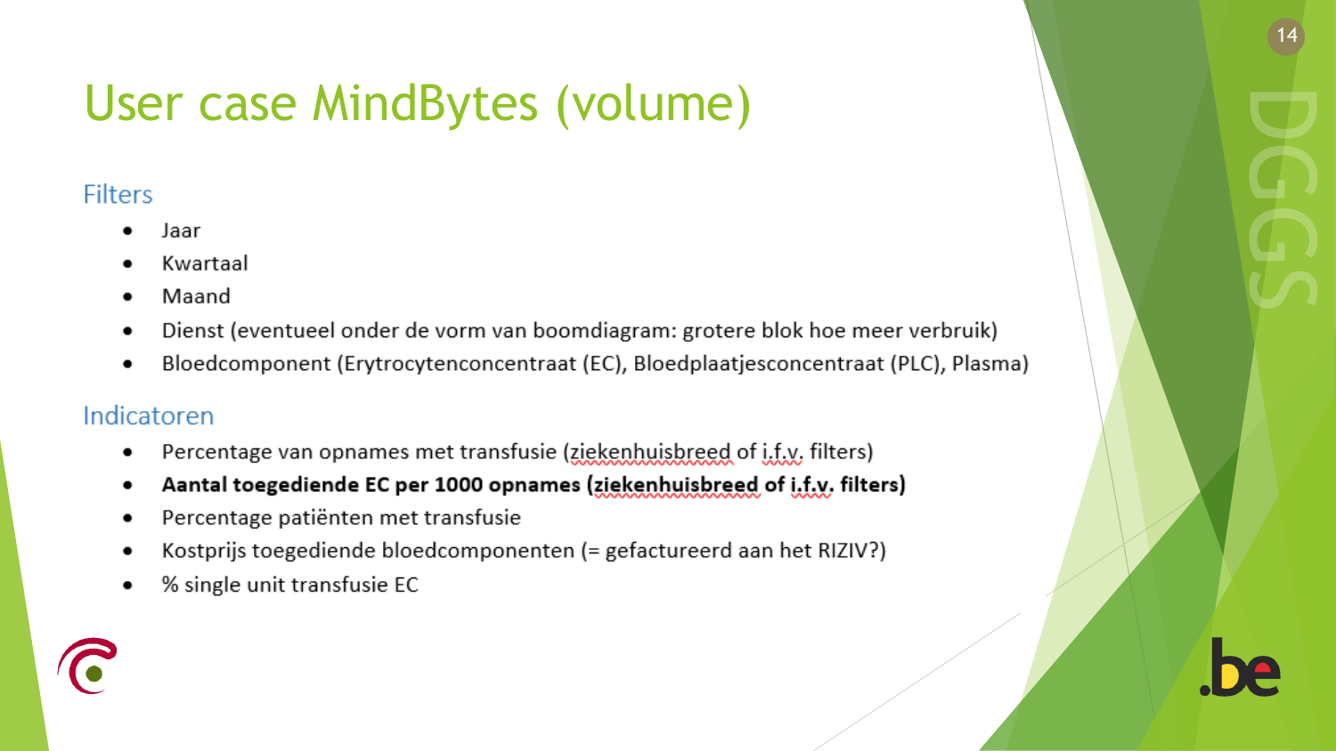# User case MindBytes (volume)

## Filters

- Jaar
- Kwartaal
- Maand
- Dienst (eventueel onder de vorm van boomdiagram: grotere blok hoe meer verbruik)
- Bloedcomponent (Erytrocytenconcentraat (EC), Bloedplaatjesconcentraat (PLC), Plasma)

## Indicatoren

- Percentage van opnames met transfusie (ziekenhuisbreed of i.f.v. filters)
- **Aantal toegediende EC per 1000 opnames (ziekenhuisbreed of i.f.v. filters)**
- Percentage patiënten met transfusie
- Kostprijs toegediende bloedcomponenten (= gefactureerd aan het RIZIV?)
- % single unit transfusie EC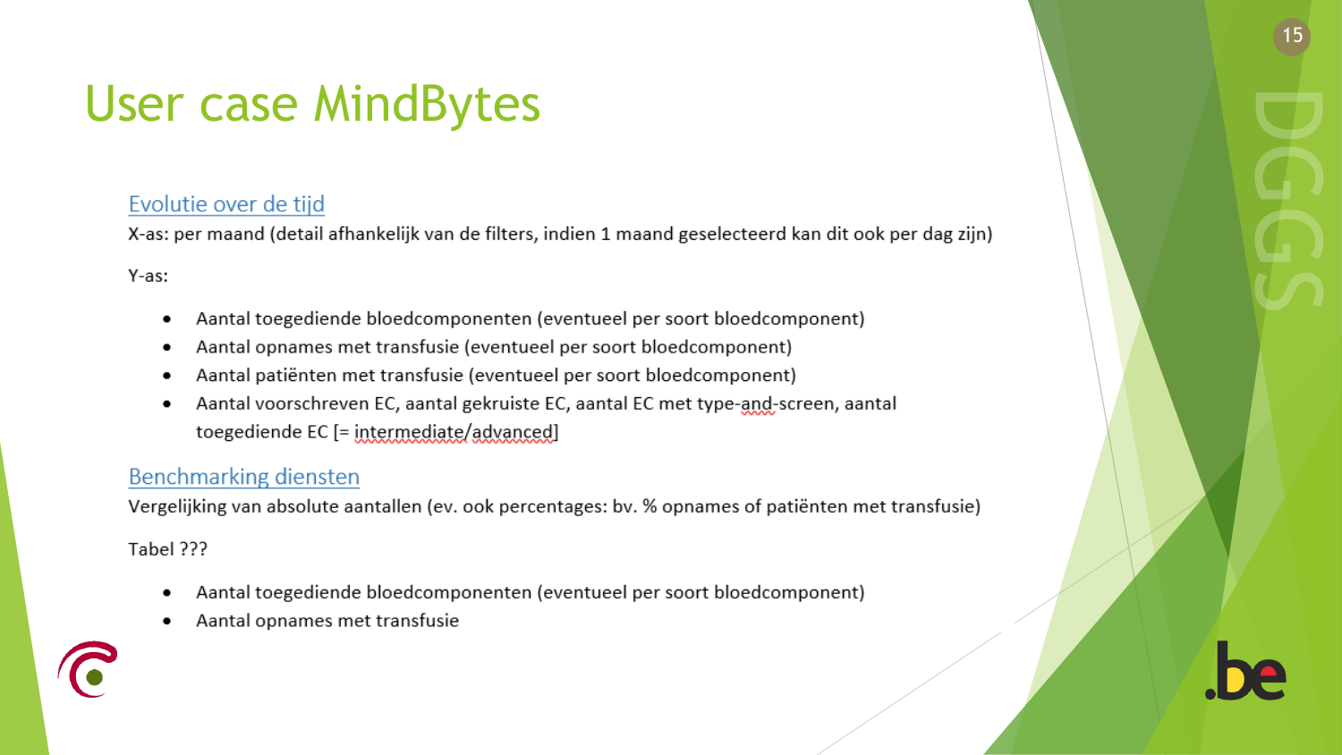# User case MindBytes

## Evolutie over de tijd

X-as: per maand (detail afhankelijk van de filters, indien 1 maand geselecteerd kan dit ook per dag zijn)

Y-as:

- Aantal toegediende bloedcomponenten (eventueel per soort bloedcomponent)
- Aantal opnames met transfusie (eventueel per soort bloedcomponent)
- Aantal patiënten met transfusie (eventueel per soort bloedcomponent)
- Aantal voorschreven EC, aantal gekruiste EC, aantal EC met type-and-screen, aantal toegediende EC [= intermediate/advanced]

## Benchmarking diensten

Vergelijking van absolute aantallen (ev. ook percentages: bv. % opnames of patiënten met transfusie)

Tabel ???

- Aantal toegediende bloedcomponenten (eventueel per soort bloedcomponent)
- Aantal opnames met transfusie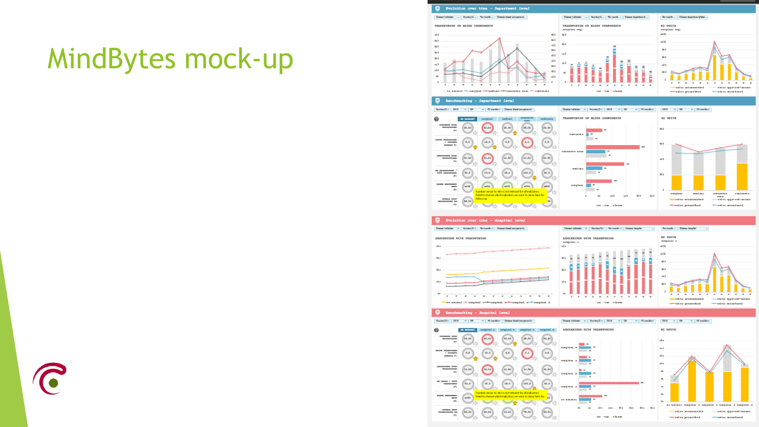# MindBytes mock-up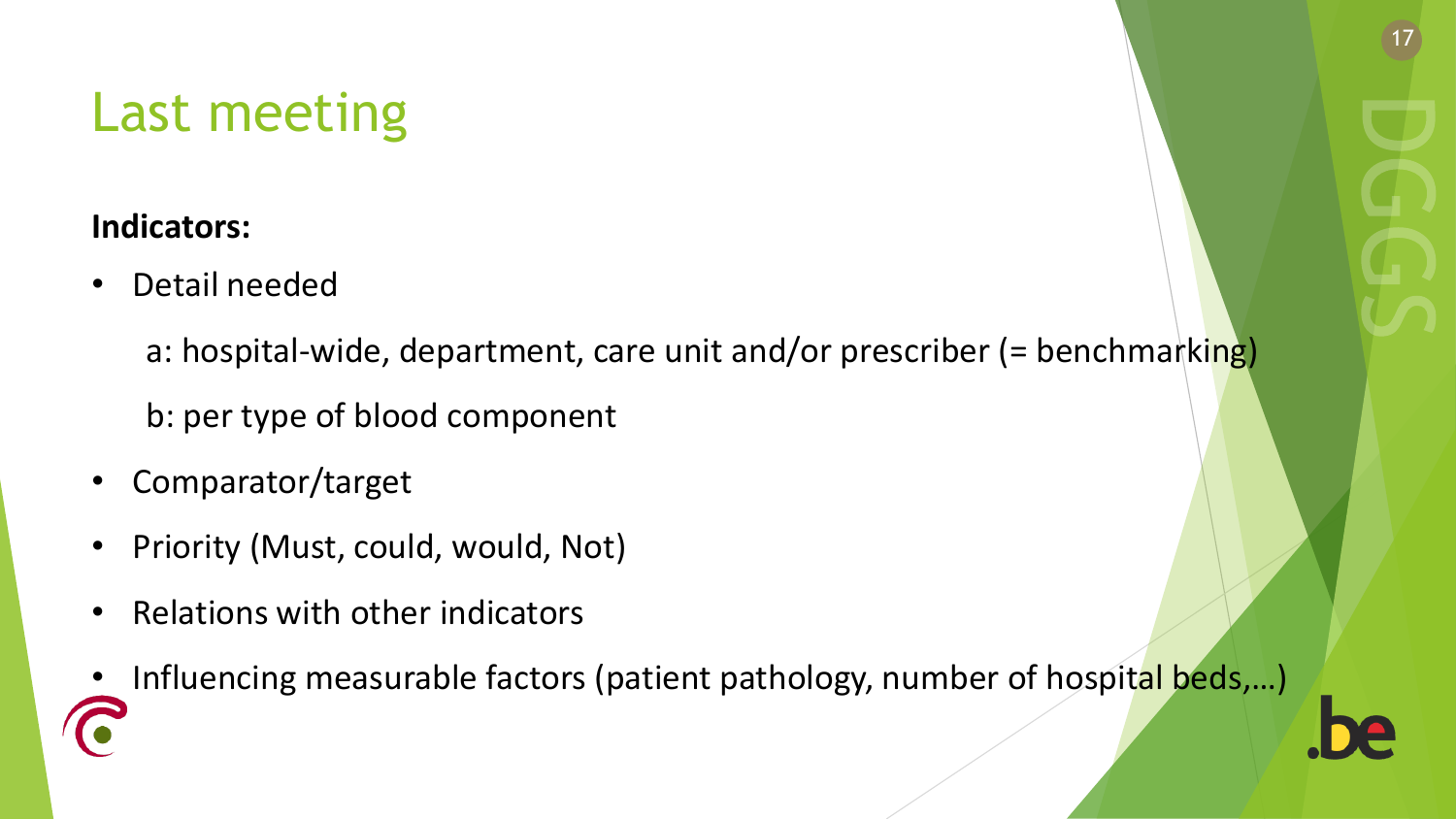# Last meeting

**Indicators:**

- Detail needed
  - a: hospital-wide, department, care unit and/or prescriber (= benchmarking)
  - b: per type of blood component
- Comparator/target
- Priority (Must, could, would, Not)
- Relations with other indicators
- Influencing measurable factors (patient pathology, number of hospital beds,…)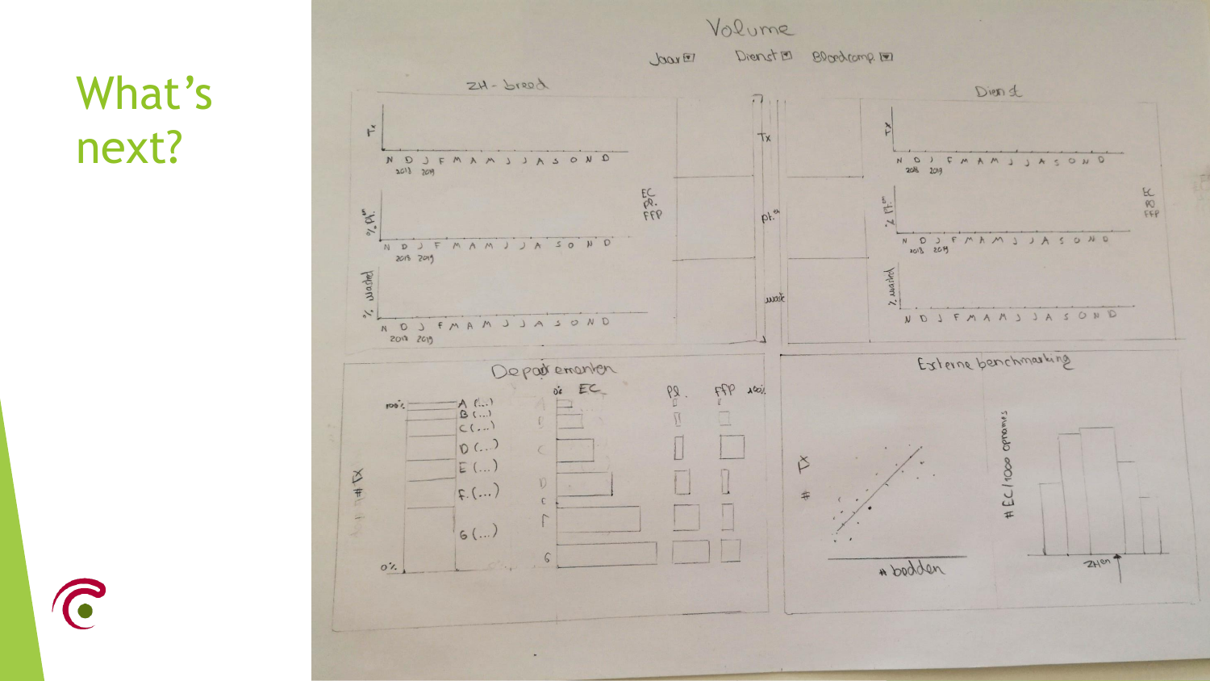# What's next?

Volume

Jaar Dienst Bloedcomp.

ZH - breed

Tx

N D J F M A M J J A S O N D
2018 2019

EC
PL.
FFP

% Pl.

N D J F M A M J J A S O N D
2018 2019

% wasted

N D J F M A M J J A S O N D
2018 2019

Tx

pl.

wast

Dienst

Tx

N D J F M A M J J A S O N D
2018 2019

EC
PL
FFP

% Pl.

N D J F M A M J J A S O N D
2018 2019

% wasted

N D J F M A M J J A S O N D

Departementen

100%

A (...)
B (...)
C (...)
D (...)
E (...)
F (...)
G (...)

0%

# Tx

% EC

Pl.

FFP

Externe benchmarking

# Tx

# bedden

# EC / 1000 opnames

ZHen